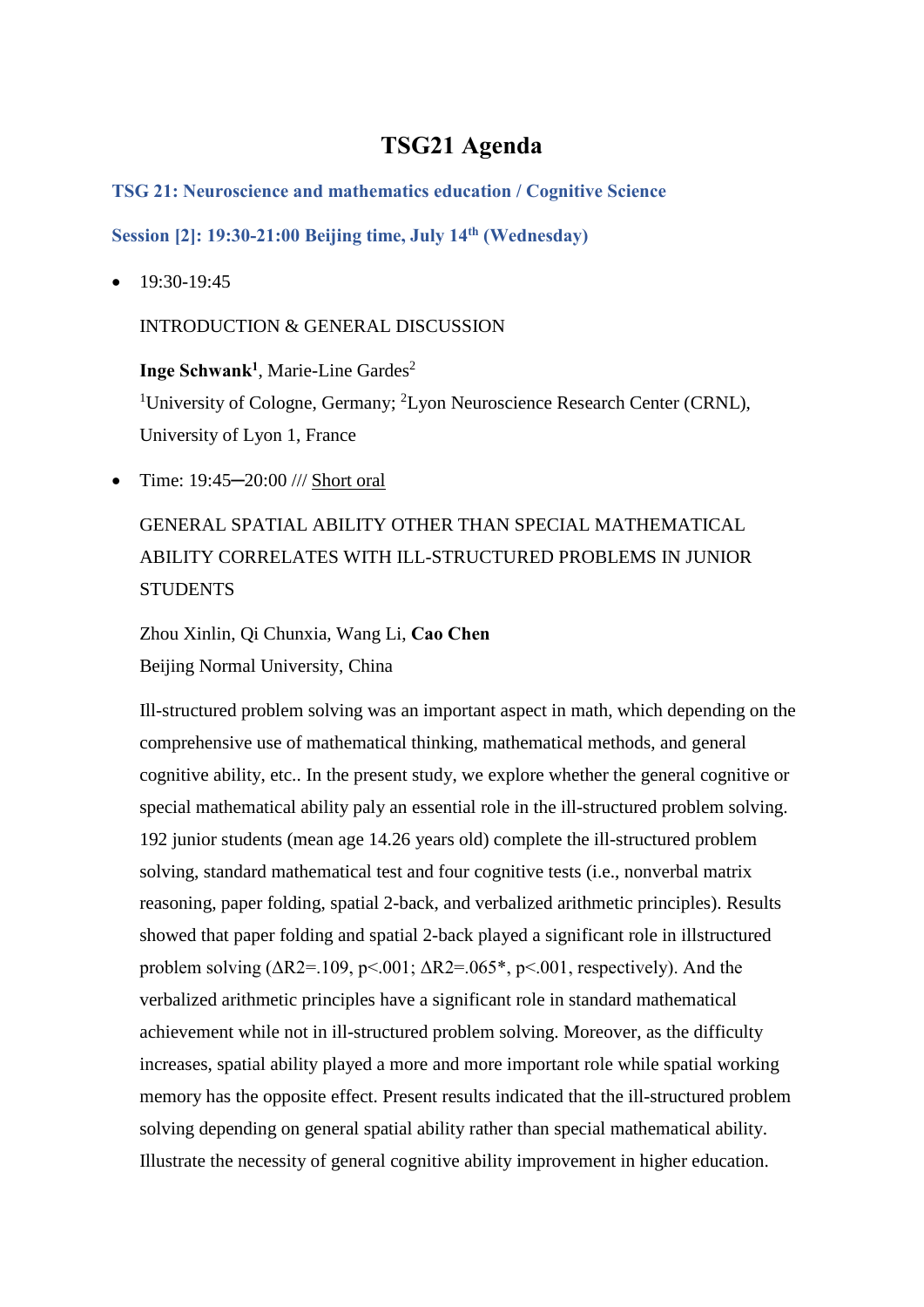# TSG21 Agenda

## TSG 21: Neuroscience and mathematics education / Cognitive Science

## Session [2]: 19:30-21:00 Beijing time, July 14th (Wednesday)

- 19:30-19:45

  INTRODUCTION & GENERAL DISCUSSION

  **Inge Schwank[1]**, Marie-Line Gardes[2]

  [1]University of Cologne, Germany; [2]Lyon Neuroscience Research Center (CRNL), University of Lyon 1, France

- Time: 19:45─20:00 /// Short oral

  GENERAL SPATIAL ABILITY OTHER THAN SPECIAL MATHEMATICAL ABILITY CORRELATES WITH ILL-STRUCTURED PROBLEMS IN JUNIOR STUDENTS

  Zhou Xinlin, Qi Chunxia, Wang Li, **Cao Chen**

  Beijing Normal University, China

  Ill-structured problem solving was an important aspect in math, which depending on the comprehensive use of mathematical thinking, mathematical methods, and general cognitive ability, etc.. In the present study, we explore whether the general cognitive or special mathematical ability paly an essential role in the ill-structured problem solving. 192 junior students (mean age 14.26 years old) complete the ill-structured problem solving, standard mathematical test and four cognitive tests (i.e., nonverbal matrix reasoning, paper folding, spatial 2-back, and verbalized arithmetic principles). Results showed that paper folding and spatial 2-back played a significant role in illstructured problem solving ($\Delta R2=.109$, $p<.001$; $\Delta R2=.065^*$, $p<.001$, respectively). And the verbalized arithmetic principles have a significant role in standard mathematical achievement while not in ill-structured problem solving. Moreover, as the difficulty increases, spatial ability played a more and more important role while spatial working memory has the opposite effect. Present results indicated that the ill-structured problem solving depending on general spatial ability rather than special mathematical ability. Illustrate the necessity of general cognitive ability improvement in higher education.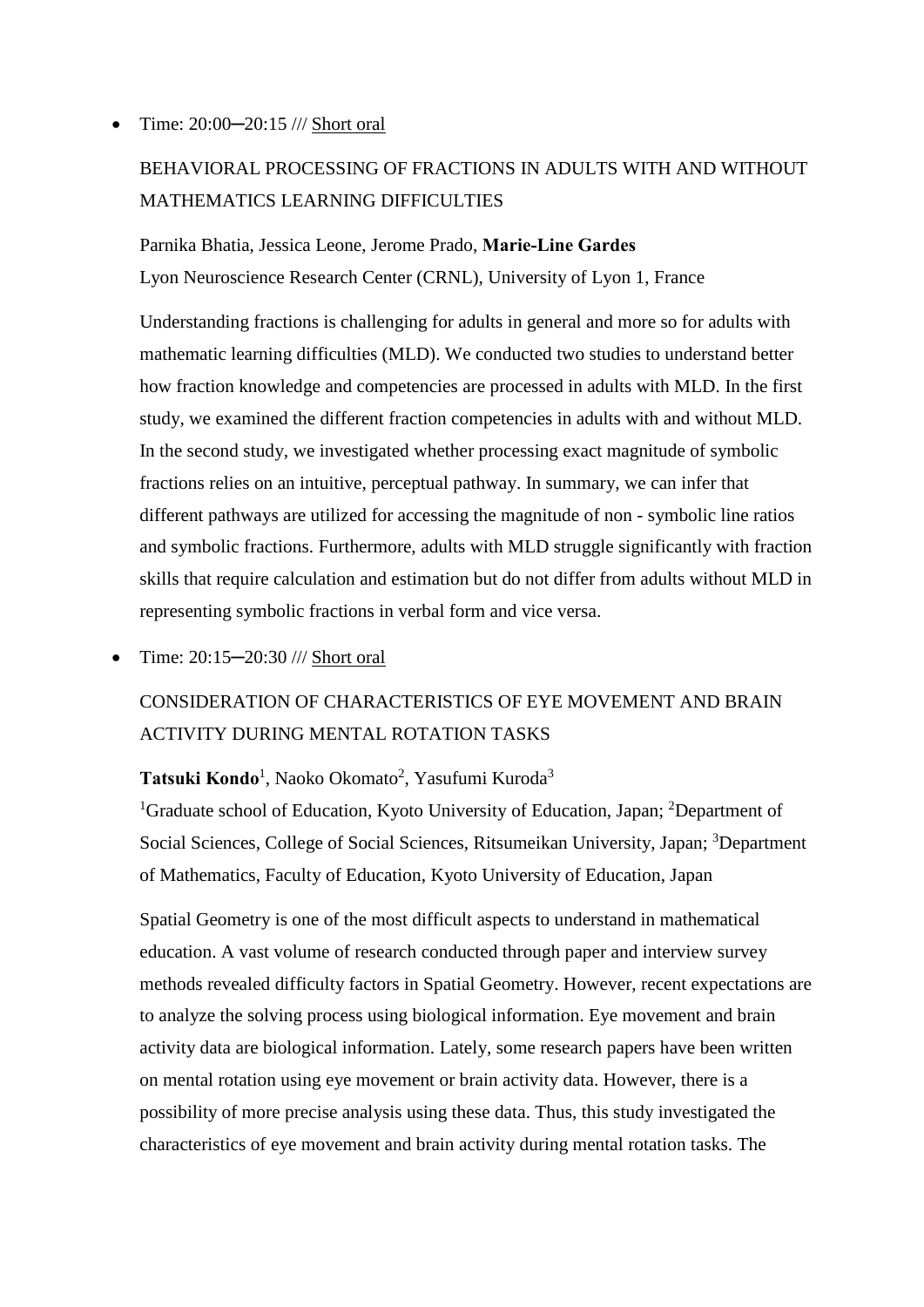- Time: 20:00─20:15 /// Short oral

  BEHAVIORAL PROCESSING OF FRACTIONS IN ADULTS WITH AND WITHOUT MATHEMATICS LEARNING DIFFICULTIES

  Parnika Bhatia, Jessica Leone, Jerome Prado, **Marie-Line Gardes**
  Lyon Neuroscience Research Center (CRNL), University of Lyon 1, France

  Understanding fractions is challenging for adults in general and more so for adults with mathematic learning difficulties (MLD). We conducted two studies to understand better how fraction knowledge and competencies are processed in adults with MLD. In the first study, we examined the different fraction competencies in adults with and without MLD. In the second study, we investigated whether processing exact magnitude of symbolic fractions relies on an intuitive, perceptual pathway. In summary, we can infer that different pathways are utilized for accessing the magnitude of non - symbolic line ratios and symbolic fractions. Furthermore, adults with MLD struggle significantly with fraction skills that require calculation and estimation but do not differ from adults without MLD in representing symbolic fractions in verbal form and vice versa.

- Time: 20:15─20:30 /// Short oral

  CONSIDERATION OF CHARACTERISTICS OF EYE MOVEMENT AND BRAIN ACTIVITY DURING MENTAL ROTATION TASKS

  **Tatsuki Kondo**[1], Naoko Okomato[2], Yasufumi Kuroda[3]
  [1]Graduate school of Education, Kyoto University of Education, Japan; [2]Department of Social Sciences, College of Social Sciences, Ritsumeikan University, Japan; [3]Department of Mathematics, Faculty of Education, Kyoto University of Education, Japan

  Spatial Geometry is one of the most difficult aspects to understand in mathematical education. A vast volume of research conducted through paper and interview survey methods revealed difficulty factors in Spatial Geometry. However, recent expectations are to analyze the solving process using biological information. Eye movement and brain activity data are biological information. Lately, some research papers have been written on mental rotation using eye movement or brain activity data. However, there is a possibility of more precise analysis using these data. Thus, this study investigated the characteristics of eye movement and brain activity during mental rotation tasks. The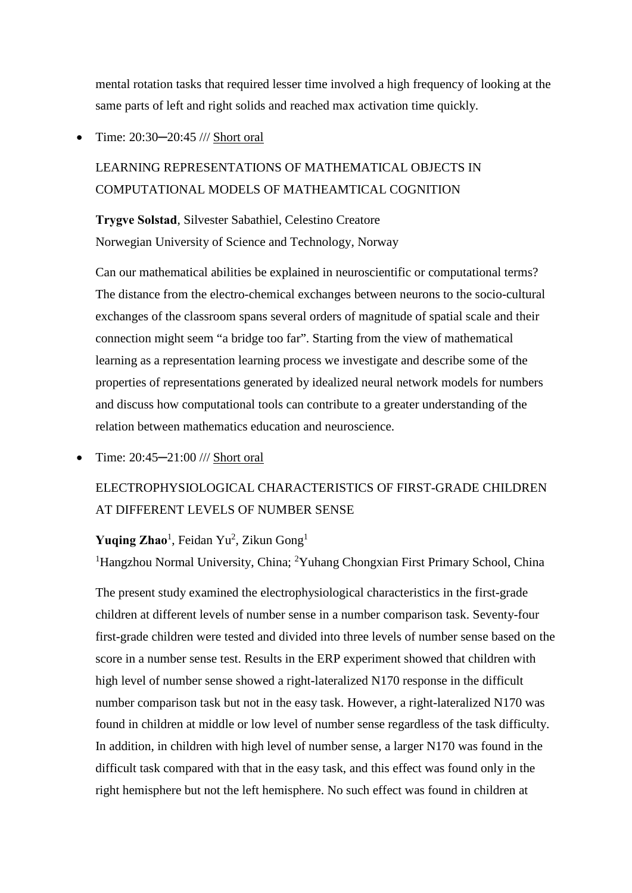mental rotation tasks that required lesser time involved a high frequency of looking at the same parts of left and right solids and reached max activation time quickly.

- Time: 20:30─20:45 /// Short oral

LEARNING REPRESENTATIONS OF MATHEMATICAL OBJECTS IN COMPUTATIONAL MODELS OF MATHEAMTICAL COGNITION

**Trygve Solstad**, Silvester Sabathiel, Celestino Creatore
Norwegian University of Science and Technology, Norway

Can our mathematical abilities be explained in neuroscientific or computational terms? The distance from the electro-chemical exchanges between neurons to the socio-cultural exchanges of the classroom spans several orders of magnitude of spatial scale and their connection might seem "a bridge too far". Starting from the view of mathematical learning as a representation learning process we investigate and describe some of the properties of representations generated by idealized neural network models for numbers and discuss how computational tools can contribute to a greater understanding of the relation between mathematics education and neuroscience.

- Time: 20:45─21:00 /// Short oral

ELECTROPHYSIOLOGICAL CHARACTERISTICS OF FIRST-GRADE CHILDREN AT DIFFERENT LEVELS OF NUMBER SENSE

**Yuqing Zhao**[1], Feidan Yu[2], Zikun Gong[1]
[1]Hangzhou Normal University, China; [2]Yuhang Chongxian First Primary School, China

The present study examined the electrophysiological characteristics in the first-grade children at different levels of number sense in a number comparison task. Seventy-four first-grade children were tested and divided into three levels of number sense based on the score in a number sense test. Results in the ERP experiment showed that children with high level of number sense showed a right-lateralized N170 response in the difficult number comparison task but not in the easy task. However, a right-lateralized N170 was found in children at middle or low level of number sense regardless of the task difficulty. In addition, in children with high level of number sense, a larger N170 was found in the difficult task compared with that in the easy task, and this effect was found only in the right hemisphere but not the left hemisphere. No such effect was found in children at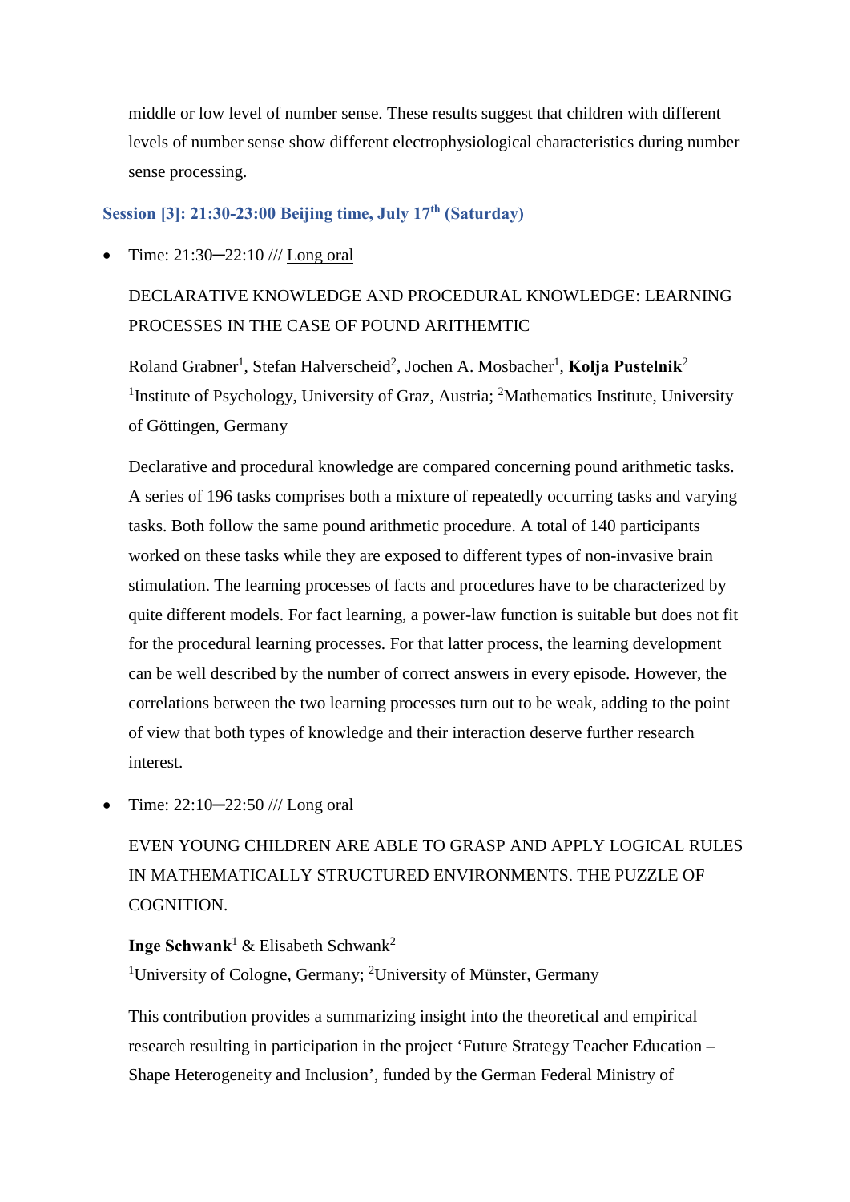middle or low level of number sense. These results suggest that children with different levels of number sense show different electrophysiological characteristics during number sense processing.

### Session [3]: 21:30-23:00 Beijing time, July 17th (Saturday)

- Time: 21:30─22:10 /// Long oral

  DECLARATIVE KNOWLEDGE AND PROCEDURAL KNOWLEDGE: LEARNING PROCESSES IN THE CASE OF POUND ARITHEMTIC

  Roland Grabner[1], Stefan Halverscheid[2], Jochen A. Mosbacher[1], **Kolja Pustelnik**[2]
  [1]Institute of Psychology, University of Graz, Austria; [2]Mathematics Institute, University of Göttingen, Germany

  Declarative and procedural knowledge are compared concerning pound arithmetic tasks. A series of 196 tasks comprises both a mixture of repeatedly occurring tasks and varying tasks. Both follow the same pound arithmetic procedure. A total of 140 participants worked on these tasks while they are exposed to different types of non-invasive brain stimulation. The learning processes of facts and procedures have to be characterized by quite different models. For fact learning, a power-law function is suitable but does not fit for the procedural learning processes. For that latter process, the learning development can be well described by the number of correct answers in every episode. However, the correlations between the two learning processes turn out to be weak, adding to the point of view that both types of knowledge and their interaction deserve further research interest.

- Time: 22:10─22:50 /// Long oral

  EVEN YOUNG CHILDREN ARE ABLE TO GRASP AND APPLY LOGICAL RULES IN MATHEMATICALLY STRUCTURED ENVIRONMENTS. THE PUZZLE OF COGNITION.

  **Inge Schwank**[1] & Elisabeth Schwank[2]
  [1]University of Cologne, Germany; [2]University of Münster, Germany

  This contribution provides a summarizing insight into the theoretical and empirical research resulting in participation in the project 'Future Strategy Teacher Education – Shape Heterogeneity and Inclusion', funded by the German Federal Ministry of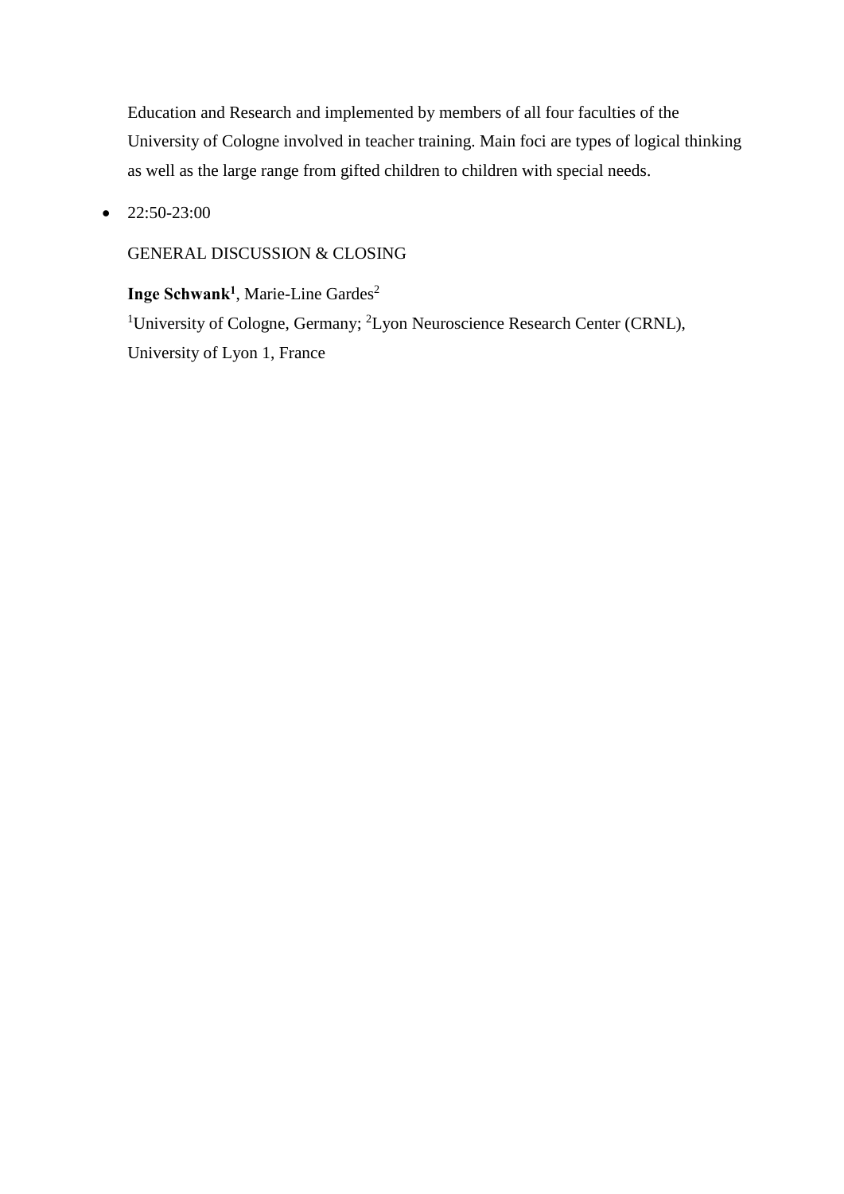Education and Research and implemented by members of all four faculties of the University of Cologne involved in teacher training. Main foci are types of logical thinking as well as the large range from gifted children to children with special needs.

- 22:50-23:00

  GENERAL DISCUSSION & CLOSING

  **Inge Schwank[1]**, Marie-Line Gardes[2]
  [1]University of Cologne, Germany; [2]Lyon Neuroscience Research Center (CRNL), University of Lyon 1, France